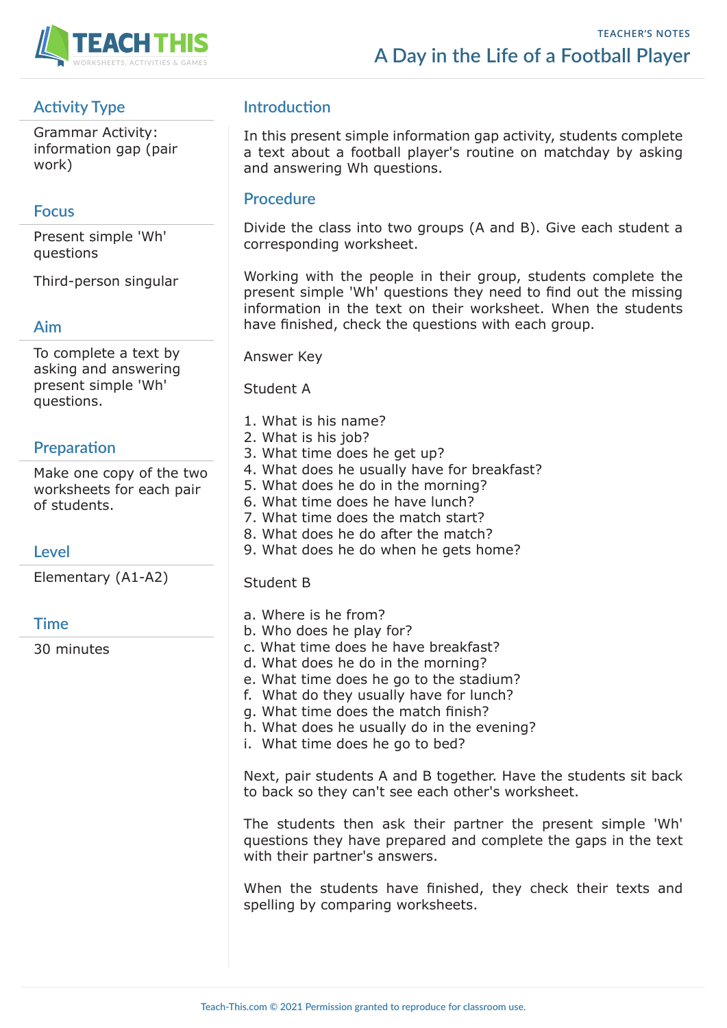TEACHER'S NOTES

# A Day in the Life of a Football Player

## Activity Type

Grammar Activity: information gap (pair work)

## Focus

Present simple 'Wh' questions

Third-person singular

## Aim

To complete a text by asking and answering present simple 'Wh' questions.

## Preparation

Make one copy of the two worksheets for each pair of students.

## Level

Elementary (A1-A2)

## Time

30 minutes

## Introduction

In this present simple information gap activity, students complete a text about a football player's routine on matchday by asking and answering Wh questions.

## Procedure

Divide the class into two groups (A and B). Give each student a corresponding worksheet.

Working with the people in their group, students complete the present simple 'Wh' questions they need to find out the missing information in the text on their worksheet. When the students have finished, check the questions with each group.

Answer Key

Student A

1. What is his name?
2. What is his job?
3. What time does he get up?
4. What does he usually have for breakfast?
5. What does he do in the morning?
6. What time does he have lunch?
7. What time does the match start?
8. What does he do after the match?
9. What does he do when he gets home?

Student B

a. Where is he from?
b. Who does he play for?
c. What time does he have breakfast?
d. What does he do in the morning?
e. What time does he go to the stadium?
f. What do they usually have for lunch?
g. What time does the match finish?
h. What does he usually do in the evening?
i. What time does he go to bed?

Next, pair students A and B together. Have the students sit back to back so they can't see each other's worksheet.

The students then ask their partner the present simple 'Wh' questions they have prepared and complete the gaps in the text with their partner's answers.

When the students have finished, they check their texts and spelling by comparing worksheets.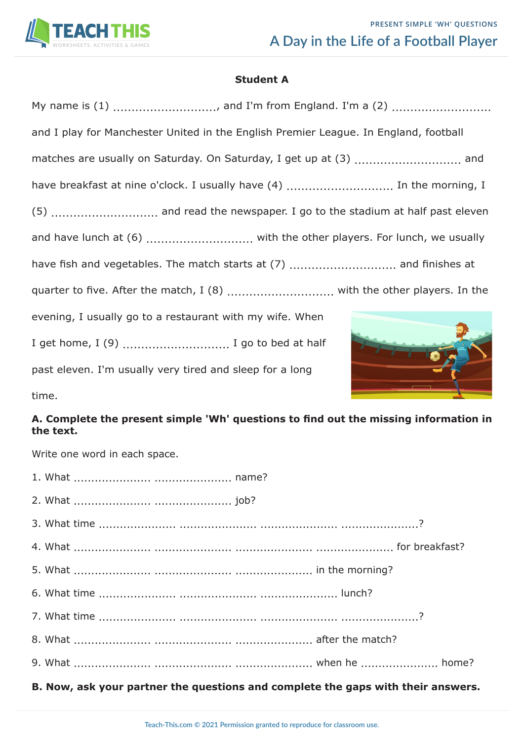## A Day in the Life of a Football Player

### Student A

My name is (1) ............................, and I'm from England. I'm a (2) .......................... and I play for Manchester United in the English Premier League. In England, football matches are usually on Saturday. On Saturday, I get up at (3) ............................ and have breakfast at nine o'clock. I usually have (4) ............................ In the morning, I (5) ............................ and read the newspaper. I go to the stadium at half past eleven and have lunch at (6) ............................ with the other players. For lunch, we usually have fish and vegetables. The match starts at (7) ............................ and finishes at quarter to five. After the match, I (8) ............................ with the other players. In the evening, I usually go to a restaurant with my wife. When I get home, I (9) ............................ I go to bed at half past eleven. I'm usually very tired and sleep for a long time.

**A. Complete the present simple 'Wh' questions to find out the missing information in the text.**

Write one word in each space.

1. What ..................... ..................... name?
2. What ..................... ..................... job?
3. What time ..................... ..................... ..................... .....................?
4. What ..................... ..................... ..................... ..................... for breakfast?
5. What ..................... ..................... ..................... in the morning?
6. What time ..................... ..................... ..................... lunch?
7. What time ..................... ..................... ..................... .....................?
8. What ..................... ..................... ..................... after the match?
9. What ..................... ..................... ..................... when he ..................... home?

**B. Now, ask your partner the questions and complete the gaps with their answers.**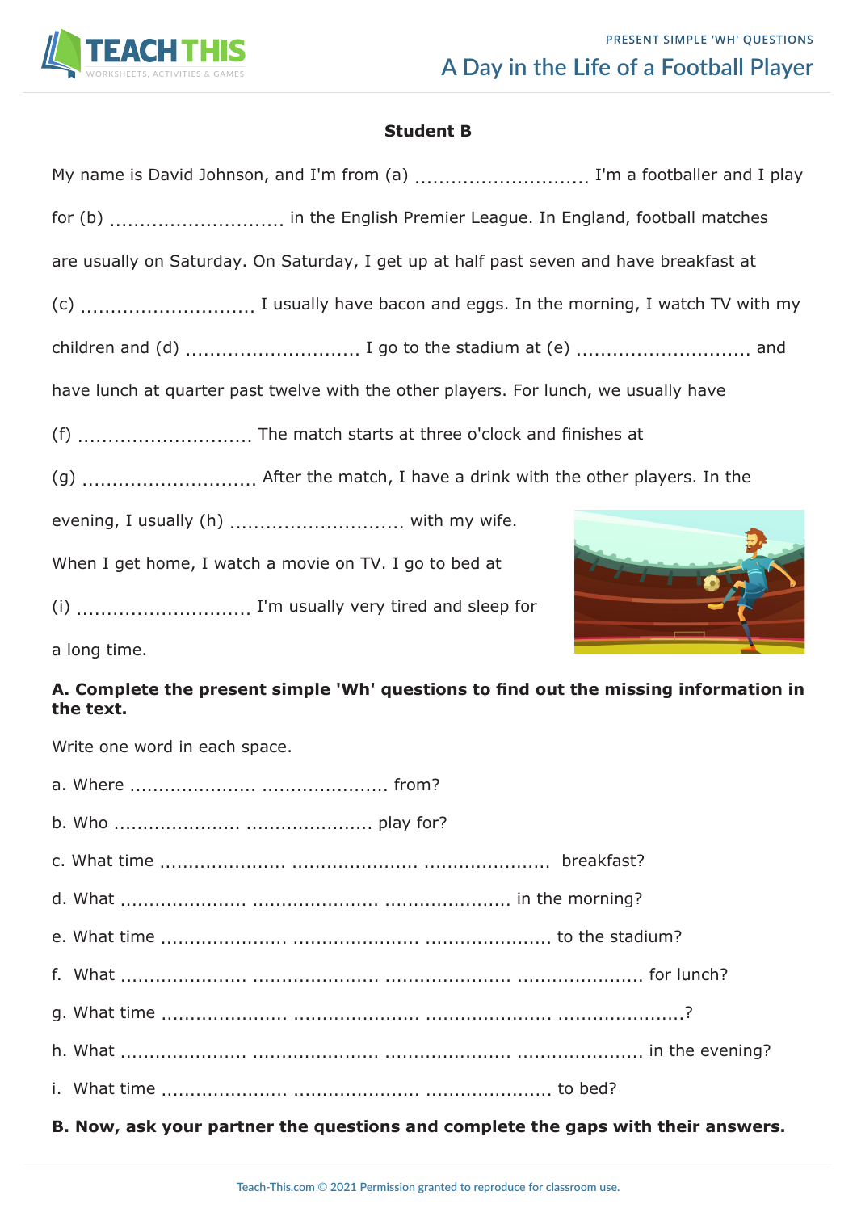**Student B**

My name is David Johnson, and I'm from (a) ............................ I'm a footballer and I play for (b) ............................ in the English Premier League. In England, football matches are usually on Saturday. On Saturday, I get up at half past seven and have breakfast at (c) ............................ I usually have bacon and eggs. In the morning, I watch TV with my children and (d) ............................ I go to the stadium at (e) ............................ and have lunch at quarter past twelve with the other players. For lunch, we usually have (f) ............................ The match starts at three o'clock and finishes at (g) ............................ After the match, I have a drink with the other players. In the evening, I usually (h) ............................ with my wife. When I get home, I watch a movie on TV. I go to bed at (i) ............................ I'm usually very tired and sleep for a long time.

**A. Complete the present simple 'Wh' questions to find out the missing information in the text.**

Write one word in each space.

a. Where ..................... ..................... from?

b. Who ..................... ..................... play for?

c. What time ..................... ..................... ..................... breakfast?

d. What ..................... ..................... ..................... in the morning?

e. What time ..................... ..................... ..................... to the stadium?

f. What ..................... ..................... ..................... ..................... for lunch?

g. What time ..................... ..................... ..................... .....................?

h. What ..................... ..................... ..................... ..................... in the evening?

i. What time ..................... ..................... ..................... to bed?

**B. Now, ask your partner the questions and complete the gaps with their answers.**